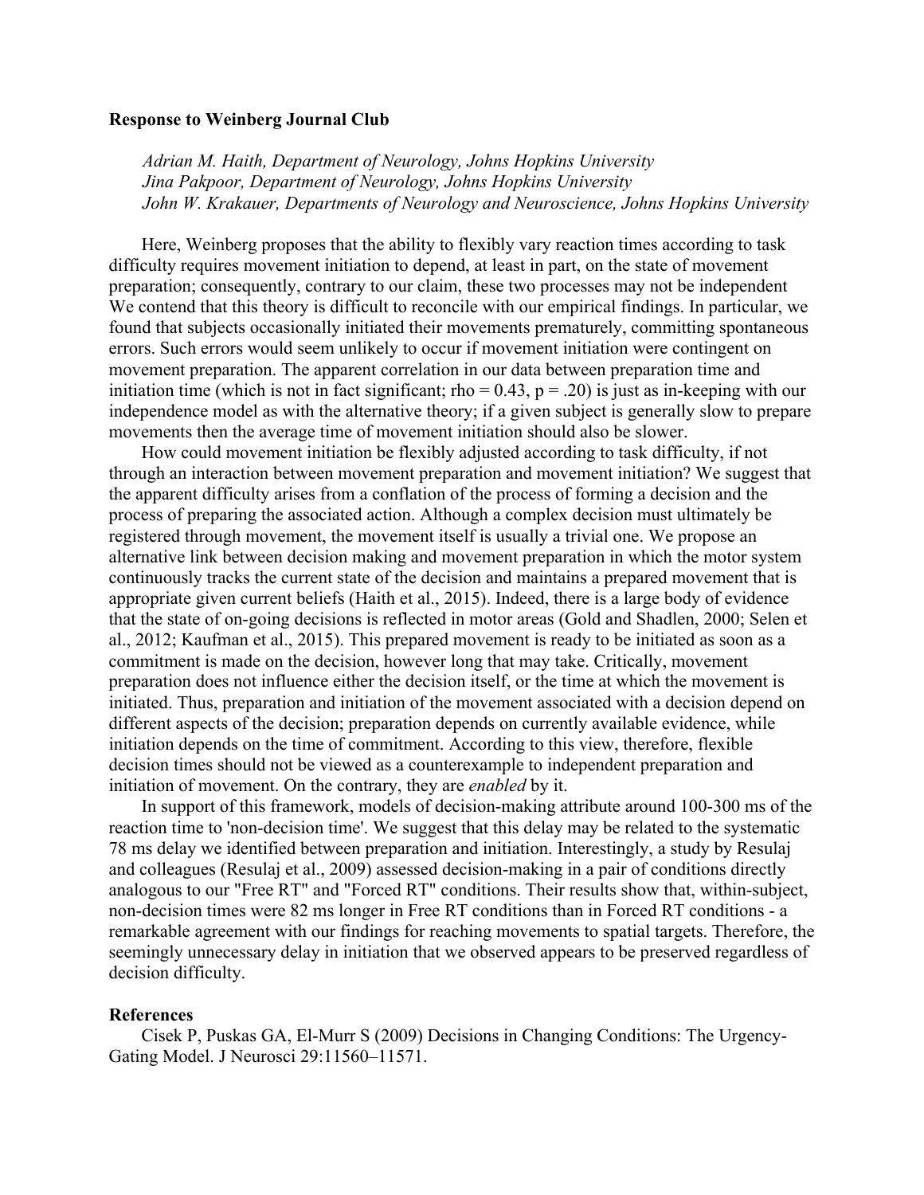**Response to Weinberg Journal Club**

*Adrian M. Haith, Department of Neurology, Johns Hopkins University*
*Jina Pakpoor, Department of Neurology, Johns Hopkins University*
*John W. Krakauer, Departments of Neurology and Neuroscience, Johns Hopkins University*

Here, Weinberg proposes that the ability to flexibly vary reaction times according to task difficulty requires movement initiation to depend, at least in part, on the state of movement preparation; consequently, contrary to our claim, these two processes may not be independent We contend that this theory is difficult to reconcile with our empirical findings. In particular, we found that subjects occasionally initiated their movements prematurely, committing spontaneous errors. Such errors would seem unlikely to occur if movement initiation were contingent on movement preparation. The apparent correlation in our data between preparation time and initiation time (which is not in fact significant; rho = 0.43, $p = .20$) is just as in-keeping with our independence model as with the alternative theory; if a given subject is generally slow to prepare movements then the average time of movement initiation should also be slower.

How could movement initiation be flexibly adjusted according to task difficulty, if not through an interaction between movement preparation and movement initiation? We suggest that the apparent difficulty arises from a conflation of the process of forming a decision and the process of preparing the associated action. Although a complex decision must ultimately be registered through movement, the movement itself is usually a trivial one. We propose an alternative link between decision making and movement preparation in which the motor system continuously tracks the current state of the decision and maintains a prepared movement that is appropriate given current beliefs (Haith et al., 2015). Indeed, there is a large body of evidence that the state of on-going decisions is reflected in motor areas (Gold and Shadlen, 2000; Selen et al., 2012; Kaufman et al., 2015). This prepared movement is ready to be initiated as soon as a commitment is made on the decision, however long that may take. Critically, movement preparation does not influence either the decision itself, or the time at which the movement is initiated. Thus, preparation and initiation of the movement associated with a decision depend on different aspects of the decision; preparation depends on currently available evidence, while initiation depends on the time of commitment. According to this view, therefore, flexible decision times should not be viewed as a counterexample to independent preparation and initiation of movement. On the contrary, they are *enabled* by it.

In support of this framework, models of decision-making attribute around 100-300 ms of the reaction time to 'non-decision time'. We suggest that this delay may be related to the systematic 78 ms delay we identified between preparation and initiation. Interestingly, a study by Resulaj and colleagues (Resulaj et al., 2009) assessed decision-making in a pair of conditions directly analogous to our "Free RT" and "Forced RT" conditions. Their results show that, within-subject, non-decision times were 82 ms longer in Free RT conditions than in Forced RT conditions - a remarkable agreement with our findings for reaching movements to spatial targets. Therefore, the seemingly unnecessary delay in initiation that we observed appears to be preserved regardless of decision difficulty.

**References**

Cisek P, Puskas GA, El-Murr S (2009) Decisions in Changing Conditions: The Urgency-Gating Model. J Neurosci 29:11560–11571.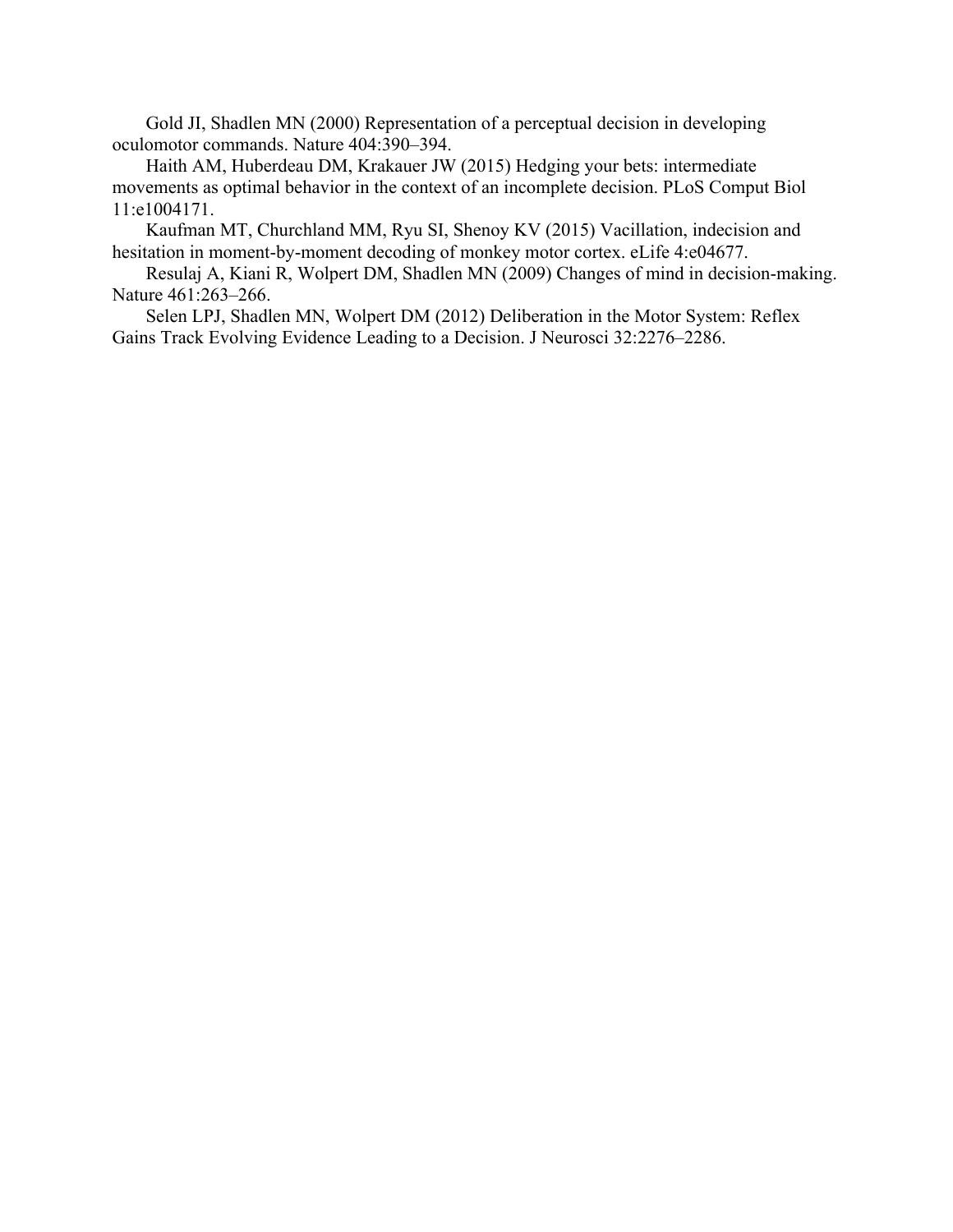Gold JI, Shadlen MN (2000) Representation of a perceptual decision in developing oculomotor commands. Nature 404:390–394.

Haith AM, Huberdeau DM, Krakauer JW (2015) Hedging your bets: intermediate movements as optimal behavior in the context of an incomplete decision. PLoS Comput Biol 11:e1004171.

Kaufman MT, Churchland MM, Ryu SI, Shenoy KV (2015) Vacillation, indecision and hesitation in moment-by-moment decoding of monkey motor cortex. eLife 4:e04677.

Resulaj A, Kiani R, Wolpert DM, Shadlen MN (2009) Changes of mind in decision-making. Nature 461:263–266.

Selen LPJ, Shadlen MN, Wolpert DM (2012) Deliberation in the Motor System: Reflex Gains Track Evolving Evidence Leading to a Decision. J Neurosci 32:2276–2286.